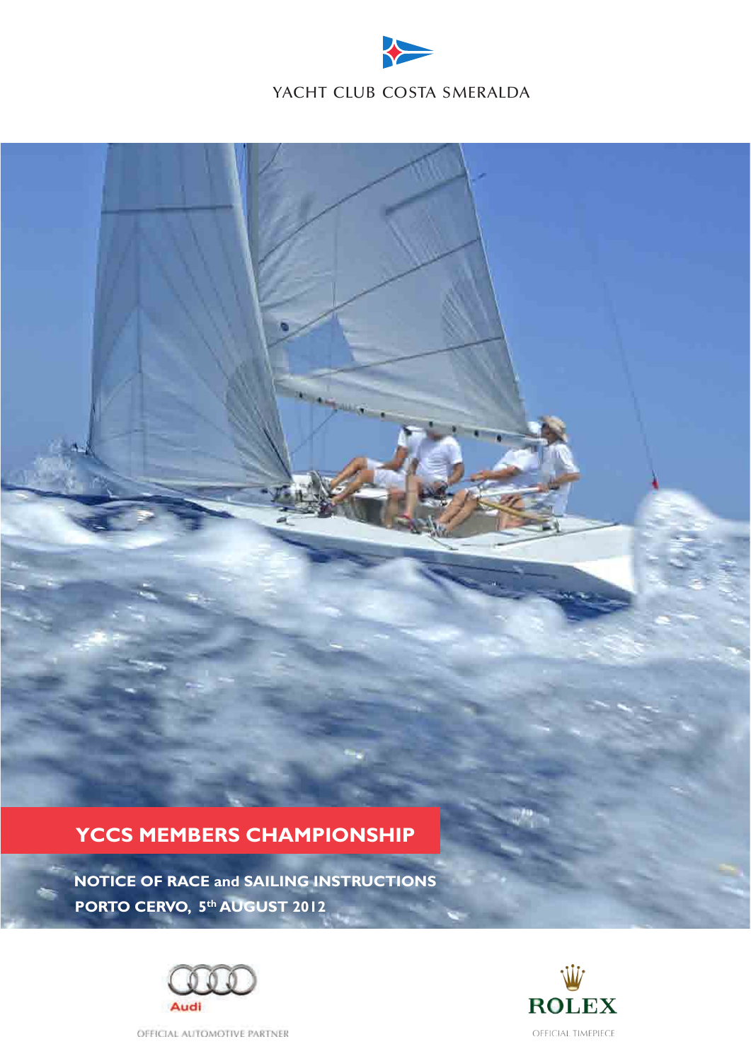YACHT CLUB COSTA SMERALDA

# YCCS MEMBERS CHAMPIONSHIP

**NOTICE OF RACE and SAILING INSTRUCTIONS**

**PORTO CERVO, 5th AUGUST 2012**

Audi

OFFICIAL AUTOMOTIVE PARTNER

ROLEX

OFFICIAL TIMEPIECE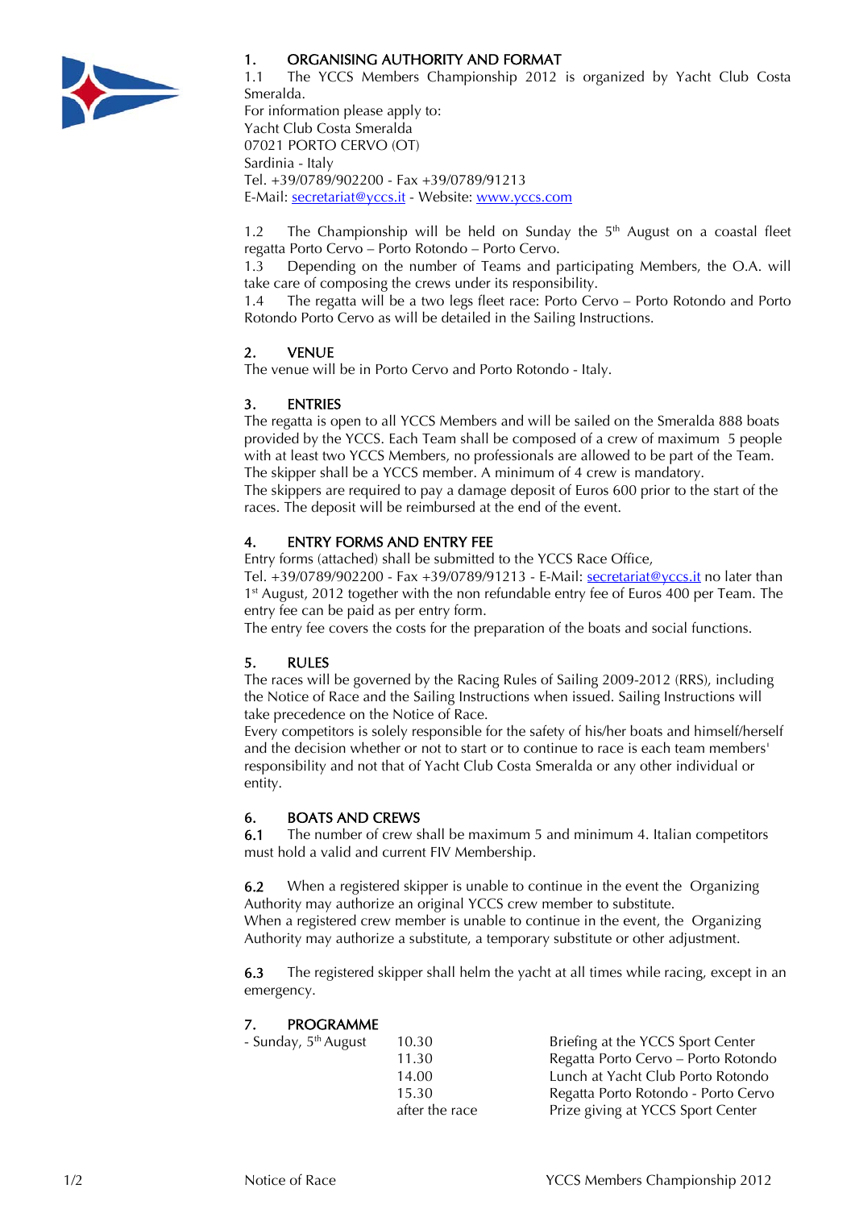## 1. ORGANISING AUTHORITY AND FORMAT

1.1 The YCCS Members Championship 2012 is organized by Yacht Club Costa Smeralda.
For information please apply to:
Yacht Club Costa Smeralda
07021 PORTO CERVO (OT)
Sardinia - Italy
Tel. +39/0789/902200 - Fax +39/0789/91213
E-Mail: secretariat@yccs.it - Website: www.yccs.com

1.2 The Championship will be held on Sunday the 5th August on a coastal fleet regatta Porto Cervo – Porto Rotondo – Porto Cervo.
1.3 Depending on the number of Teams and participating Members, the O.A. will take care of composing the crews under its responsibility.
1.4 The regatta will be a two legs fleet race: Porto Cervo – Porto Rotondo and Porto Rotondo Porto Cervo as will be detailed in the Sailing Instructions.

## 2. VENUE

The venue will be in Porto Cervo and Porto Rotondo - Italy.

## 3. ENTRIES

The regatta is open to all YCCS Members and will be sailed on the Smeralda 888 boats provided by the YCCS. Each Team shall be composed of a crew of maximum 5 people with at least two YCCS Members, no professionals are allowed to be part of the Team. The skipper shall be a YCCS member. A minimum of 4 crew is mandatory.
The skippers are required to pay a damage deposit of Euros 600 prior to the start of the races. The deposit will be reimbursed at the end of the event.

## 4. ENTRY FORMS AND ENTRY FEE

Entry forms (attached) shall be submitted to the YCCS Race Office,
Tel. +39/0789/902200 - Fax +39/0789/91213 - E-Mail: secretariat@yccs.it no later than 1st August, 2012 together with the non refundable entry fee of Euros 400 per Team. The entry fee can be paid as per entry form.
The entry fee covers the costs for the preparation of the boats and social functions.

## 5. RULES

The races will be governed by the Racing Rules of Sailing 2009-2012 (RRS), including the Notice of Race and the Sailing Instructions when issued. Sailing Instructions will take precedence on the Notice of Race.
Every competitors is solely responsible for the safety of his/her boats and himself/herself and the decision whether or not to start or to continue to race is each team members' responsibility and not that of Yacht Club Costa Smeralda or any other individual or entity.

## 6. BOATS AND CREWS

**6.1** The number of crew shall be maximum 5 and minimum 4. Italian competitors must hold a valid and current FIV Membership.

**6.2** When a registered skipper is unable to continue in the event the Organizing Authority may authorize an original YCCS crew member to substitute.
When a registered crew member is unable to continue in the event, the Organizing Authority may authorize a substitute, a temporary substitute or other adjustment.

**6.3** The registered skipper shall helm the yacht at all times while racing, except in an emergency.

## 7. PROGRAMME

| | | |
|---|---|---|
| - Sunday, 5th August | 10.30 | Briefing at the YCCS Sport Center |
| | 11.30 | Regatta Porto Cervo – Porto Rotondo |
| | 14.00 | Lunch at Yacht Club Porto Rotondo |
| | 15.30 | Regatta Porto Rotondo - Porto Cervo |
| | after the race | Prize giving at YCCS Sport Center |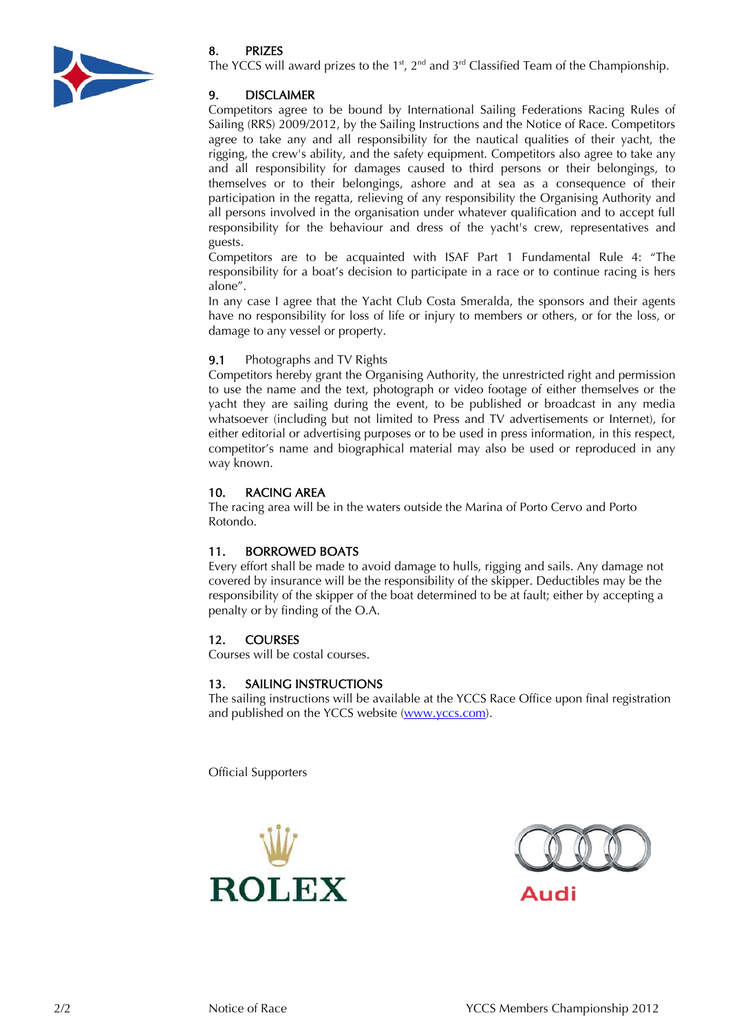## 8. PRIZES

The YCCS will award prizes to the 1st, 2nd and 3rd Classified Team of the Championship.

## 9. DISCLAIMER

Competitors agree to be bound by International Sailing Federations Racing Rules of Sailing (RRS) 2009/2012, by the Sailing Instructions and the Notice of Race. Competitors agree to take any and all responsibility for the nautical qualities of their yacht, the rigging, the crew's ability, and the safety equipment. Competitors also agree to take any and all responsibility for damages caused to third persons or their belongings, to themselves or to their belongings, ashore and at sea as a consequence of their participation in the regatta, relieving of any responsibility the Organising Authority and all persons involved in the organisation under whatever qualification and to accept full responsibility for the behaviour and dress of the yacht's crew, representatives and guests.

Competitors are to be acquainted with ISAF Part 1 Fundamental Rule 4: "The responsibility for a boat's decision to participate in a race or to continue racing is hers alone".

In any case I agree that the Yacht Club Costa Smeralda, the sponsors and their agents have no responsibility for loss of life or injury to members or others, or for the loss, or damage to any vessel or property.

### 9.1 Photographs and TV Rights

Competitors hereby grant the Organising Authority, the unrestricted right and permission to use the name and the text, photograph or video footage of either themselves or the yacht they are sailing during the event, to be published or broadcast in any media whatsoever (including but not limited to Press and TV advertisements or Internet), for either editorial or advertising purposes or to be used in press information, in this respect, competitor's name and biographical material may also be used or reproduced in any way known.

## 10. RACING AREA

The racing area will be in the waters outside the Marina of Porto Cervo and Porto Rotondo.

## 11. BORROWED BOATS

Every effort shall be made to avoid damage to hulls, rigging and sails. Any damage not covered by insurance will be the responsibility of the skipper. Deductibles may be the responsibility of the skipper of the boat determined to be at fault; either by accepting a penalty or by finding of the O.A.

## 12. COURSES

Courses will be costal courses.

## 13. SAILING INSTRUCTIONS

The sailing instructions will be available at the YCCS Race Office upon final registration and published on the YCCS website (www.yccs.com).

Official Supporters

ROLEX

Audi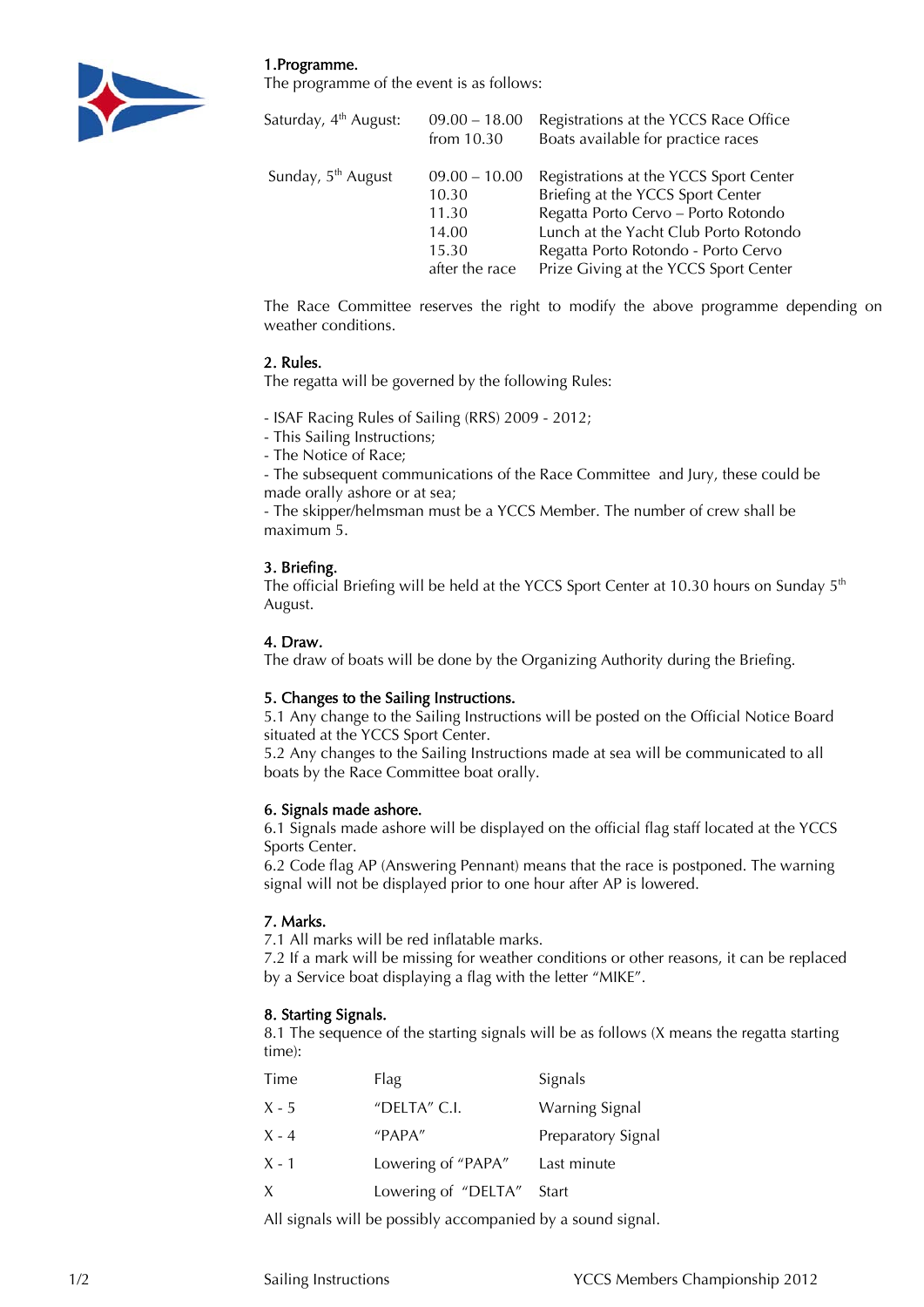## 1.Programme.

The programme of the event is as follows:

| | | |
|---|---|---|
| Saturday, 4th August: | 09.00 – 18.00 | Registrations at the YCCS Race Office |
| | from 10.30 | Boats available for practice races |
| Sunday, 5th August | 09.00 – 10.00 | Registrations at the YCCS Sport Center |
| | 10.30 | Briefing at the YCCS Sport Center |
| | 11.30 | Regatta Porto Cervo – Porto Rotondo |
| | 14.00 | Lunch at the Yacht Club Porto Rotondo |
| | 15.30 | Regatta Porto Rotondo - Porto Cervo |
| | after the race | Prize Giving at the YCCS Sport Center |

The Race Committee reserves the right to modify the above programme depending on weather conditions.

## 2. Rules.

The regatta will be governed by the following Rules:

- ISAF Racing Rules of Sailing (RRS) 2009 - 2012;
- This Sailing Instructions;
- The Notice of Race;
- The subsequent communications of the Race Committee and Jury, these could be made orally ashore or at sea;
- The skipper/helmsman must be a YCCS Member. The number of crew shall be maximum 5.

## 3. Briefing.

The official Briefing will be held at the YCCS Sport Center at 10.30 hours on Sunday 5th August.

## 4. Draw.

The draw of boats will be done by the Organizing Authority during the Briefing.

## 5. Changes to the Sailing Instructions.

5.1 Any change to the Sailing Instructions will be posted on the Official Notice Board situated at the YCCS Sport Center.
5.2 Any changes to the Sailing Instructions made at sea will be communicated to all boats by the Race Committee boat orally.

## 6. Signals made ashore.

6.1 Signals made ashore will be displayed on the official flag staff located at the YCCS Sports Center.
6.2 Code flag AP (Answering Pennant) means that the race is postponed. The warning signal will not be displayed prior to one hour after AP is lowered.

## 7. Marks.

7.1 All marks will be red inflatable marks.
7.2 If a mark will be missing for weather conditions or other reasons, it can be replaced by a Service boat displaying a flag with the letter "MIKE".

## 8. Starting Signals.

8.1 The sequence of the starting signals will be as follows (X means the regatta starting time):

| Time | Flag | Signals |
|---|---|---|
| X - 5 | "DELTA" C.I. | Warning Signal |
| X - 4 | "PAPA" | Preparatory Signal |
| X - 1 | Lowering of "PAPA" | Last minute |
| X | Lowering of "DELTA" | Start |

All signals will be possibly accompanied by a sound signal.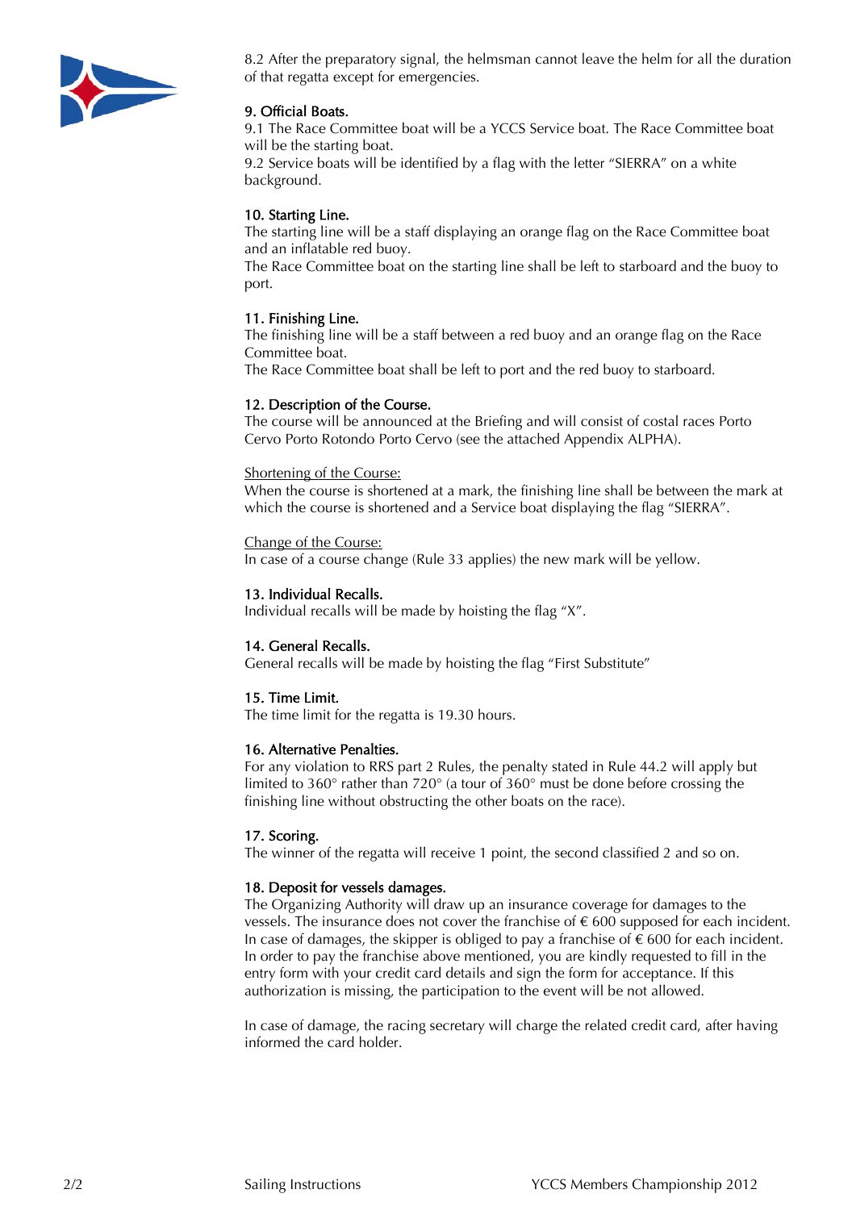8.2 After the preparatory signal, the helmsman cannot leave the helm for all the duration of that regatta except for emergencies.

## 9. Official Boats.

9.1 The Race Committee boat will be a YCCS Service boat. The Race Committee boat will be the starting boat.
9.2 Service boats will be identified by a flag with the letter "SIERRA" on a white background.

## 10. Starting Line.

The starting line will be a staff displaying an orange flag on the Race Committee boat and an inflatable red buoy.
The Race Committee boat on the starting line shall be left to starboard and the buoy to port.

## 11. Finishing Line.

The finishing line will be a staff between a red buoy and an orange flag on the Race Committee boat.
The Race Committee boat shall be left to port and the red buoy to starboard.

## 12. Description of the Course.

The course will be announced at the Briefing and will consist of costal races Porto Cervo Porto Rotondo Porto Cervo (see the attached Appendix ALPHA).

Shortening of the Course:
When the course is shortened at a mark, the finishing line shall be between the mark at which the course is shortened and a Service boat displaying the flag "SIERRA".

Change of the Course:
In case of a course change (Rule 33 applies) the new mark will be yellow.

## 13. Individual Recalls.

Individual recalls will be made by hoisting the flag "X".

## 14. General Recalls.

General recalls will be made by hoisting the flag "First Substitute"

## 15. Time Limit.

The time limit for the regatta is 19.30 hours.

## 16. Alternative Penalties.

For any violation to RRS part 2 Rules, the penalty stated in Rule 44.2 will apply but limited to 360° rather than 720° (a tour of 360° must be done before crossing the finishing line without obstructing the other boats on the race).

## 17. Scoring.

The winner of the regatta will receive 1 point, the second classified 2 and so on.

## 18. Deposit for vessels damages.

The Organizing Authority will draw up an insurance coverage for damages to the vessels. The insurance does not cover the franchise of € 600 supposed for each incident. In case of damages, the skipper is obliged to pay a franchise of € 600 for each incident. In order to pay the franchise above mentioned, you are kindly requested to fill in the entry form with your credit card details and sign the form for acceptance. If this authorization is missing, the participation to the event will be not allowed.

In case of damage, the racing secretary will charge the related credit card, after having informed the card holder.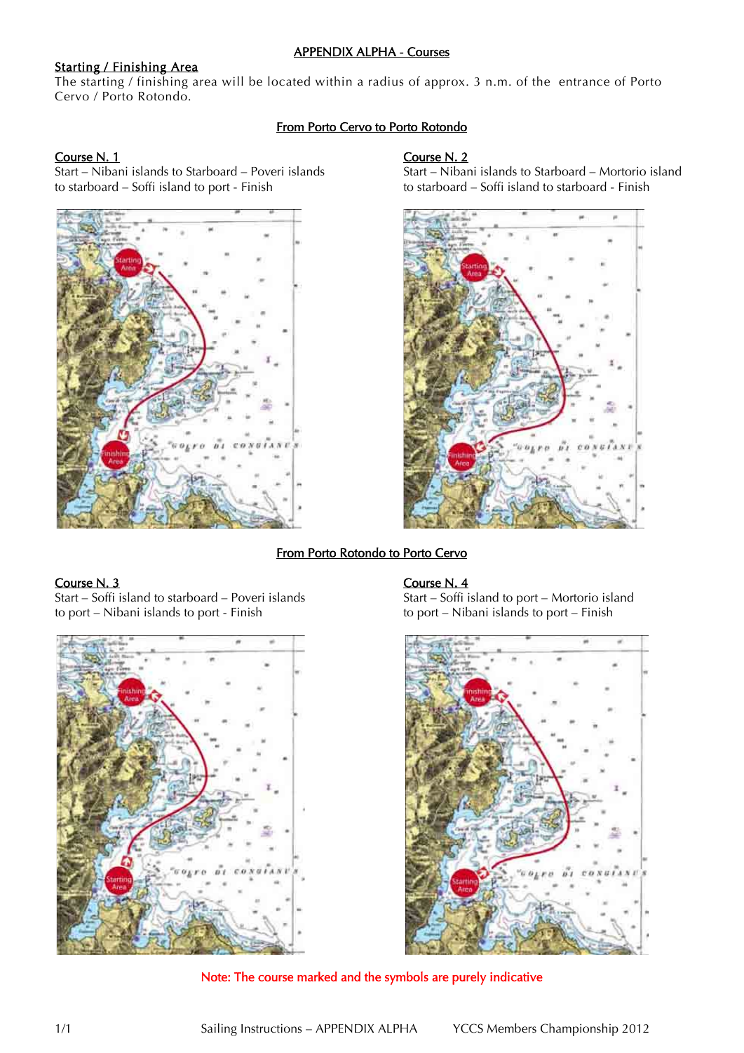# APPENDIX ALPHA - Courses

## Starting / Finishing Area

The starting / finishing area will be located within a radius of approx. 3 n.m. of the entrance of Porto Cervo / Porto Rotondo.

## From Porto Cervo to Porto Rotondo

### Course N. 1

Start – Nibani islands to Starboard – Poveri islands to starboard – Soffi island to port - Finish

Starting Area

Finishing Area

GOLFO DI CONGIANUS

### Course N. 2

Start – Nibani islands to Starboard – Mortorio island to starboard – Soffi island to starboard - Finish

Starting Area

Finishing Area

GOLFO DI CONGIANUS

## From Porto Rotondo to Porto Cervo

### Course N. 3

Start – Soffi island to starboard – Poveri islands to port – Nibani islands to port - Finish

Finishing Area

Starting Area

GOLFO DI CONGIANUS

### Course N. 4

Start – Soffi island to port – Mortorio island to port – Nibani islands to port – Finish

Finishing Area

Starting Area

GOLFO DI CONGIANUS

Note: The course marked and the symbols are purely indicative